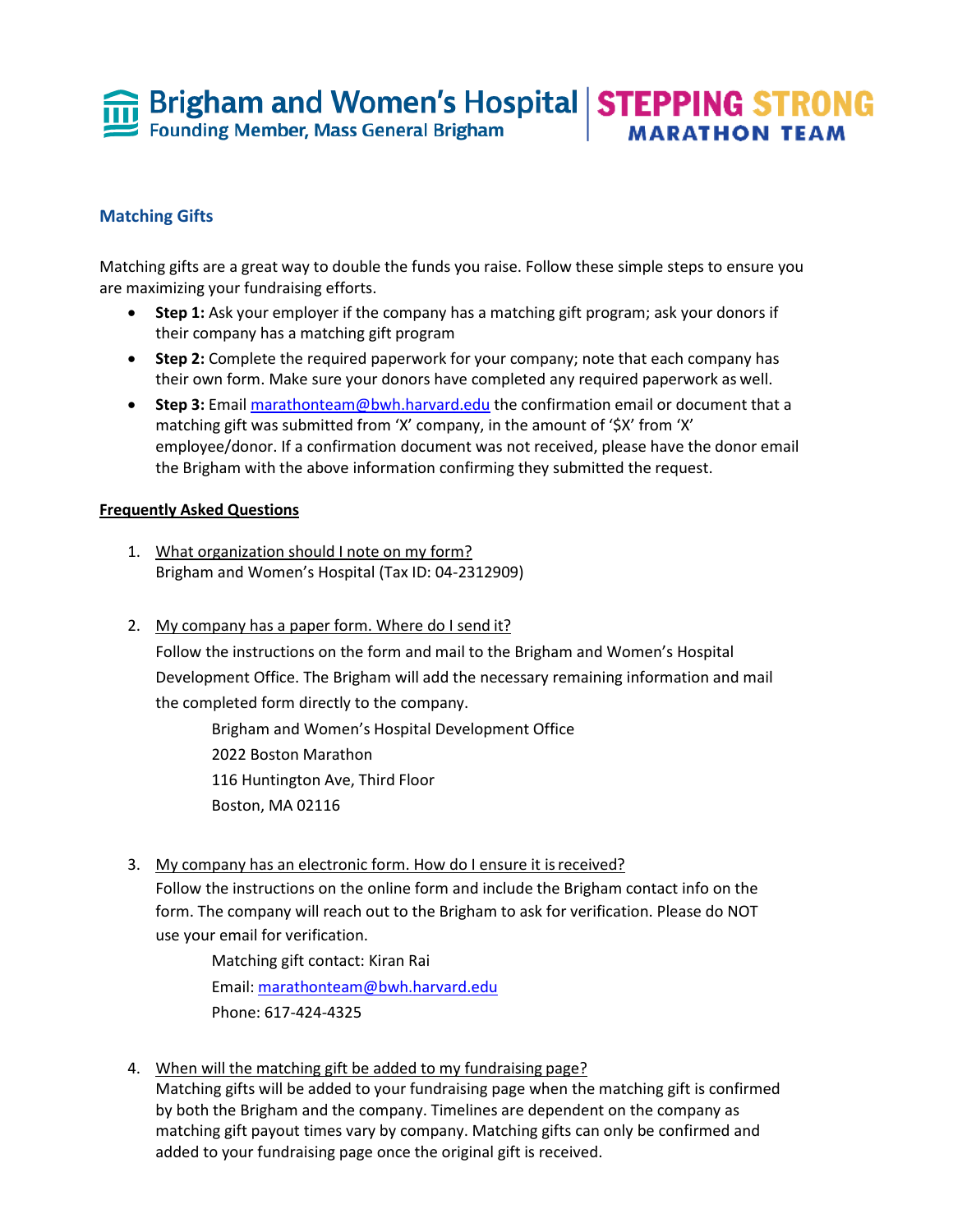Brigham and Women's Hospital
Founding Member, Mass General Brigham

STEPPING STRONG
MARATHON TEAM

## Matching Gifts

Matching gifts are a great way to double the funds you raise. Follow these simple steps to ensure you are maximizing your fundraising efforts.

- **Step 1:** Ask your employer if the company has a matching gift program; ask your donors if their company has a matching gift program
- **Step 2:** Complete the required paperwork for your company; note that each company has their own form. Make sure your donors have completed any required paperwork as well.
- **Step 3:** Email marathonteam@bwh.harvard.edu the confirmation email or document that a matching gift was submitted from 'X' company, in the amount of '$X' from 'X' employee/donor. If a confirmation document was not received, please have the donor email the Brigham with the above information confirming they submitted the request.

### Frequently Asked Questions

1. What organization should I note on my form?
   Brigham and Women's Hospital (Tax ID: 04-2312909)

2. My company has a paper form. Where do I send it?
   Follow the instructions on the form and mail to the Brigham and Women's Hospital Development Office. The Brigham will add the necessary remaining information and mail the completed form directly to the company.

   Brigham and Women's Hospital Development Office
   2022 Boston Marathon
   116 Huntington Ave, Third Floor
   Boston, MA 02116

3. My company has an electronic form. How do I ensure it is received?
   Follow the instructions on the online form and include the Brigham contact info on the form. The company will reach out to the Brigham to ask for verification. Please do NOT use your email for verification.

   Matching gift contact: Kiran Rai
   Email: marathonteam@bwh.harvard.edu
   Phone: 617-424-4325

4. When will the matching gift be added to my fundraising page?
   Matching gifts will be added to your fundraising page when the matching gift is confirmed by both the Brigham and the company. Timelines are dependent on the company as matching gift payout times vary by company. Matching gifts can only be confirmed and added to your fundraising page once the original gift is received.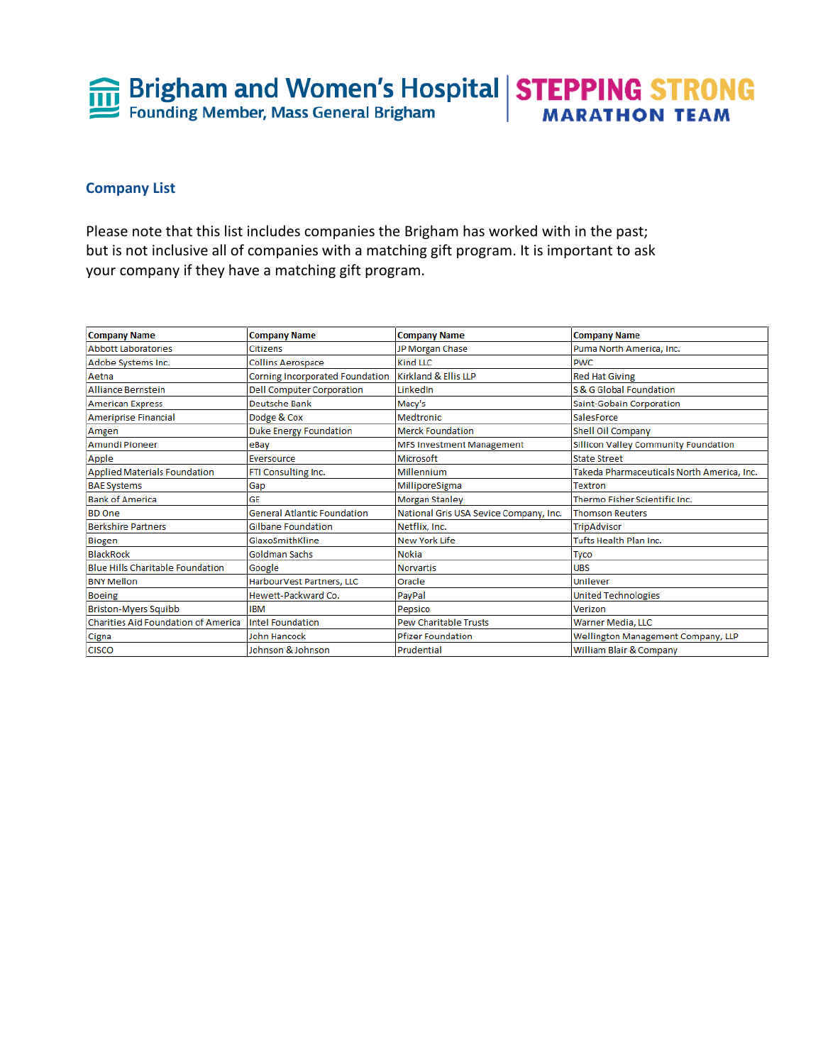Brigham and Women's Hospital
Founding Member, Mass General Brigham

STEPPING STRONG
MARATHON TEAM

## Company List

Please note that this list includes companies the Brigham has worked with in the past; but is not inclusive all of companies with a matching gift program. It is important to ask your company if they have a matching gift program.

| Company Name | Company Name | Company Name | Company Name |
|---|---|---|---|
| Abbott Laboratories | Citizens | JP Morgan Chase | Puma North America, Inc. |
| Adobe Systems Inc. | Collins Aerospace | Kind LLC | PWC |
| Aetna | Corning Incorporated Foundation | Kirkland & Ellis LLP | Red Hat Giving |
| Alliance Bernstein | Dell Computer Corporation | LinkedIn | S & G Global Foundation |
| American Express | Deutsche Bank | Macy's | Saint-Gobain Corporation |
| Ameriprise Financial | Dodge & Cox | Medtronic | SalesForce |
| Amgen | Duke Energy Foundation | Merck Foundation | Shell Oil Company |
| Amundi Pioneer | eBay | MFS Investment Management | Sillicon Valley Community Foundation |
| Apple | Eversource | Microsoft | State Street |
| Applied Materials Foundation | FTI Consulting Inc. | Millennium | Takeda Pharmaceuticals North America, Inc. |
| BAE Systems | Gap | MilliporeSigma | Textron |
| Bank of America | GE | Morgan Stanley | Thermo Fisher Scientific Inc. |
| BD One | General Atlantic Foundation | National Gris USA Sevice Company, Inc. | Thomson Reuters |
| Berkshire Partners | Gilbane Foundation | Netflix, Inc. | TripAdvisor |
| Biogen | GlaxoSmithKline | New York Life | Tufts Health Plan Inc. |
| BlackRock | Goldman Sachs | Nokia | Tyco |
| Blue Hills Charitable Foundation | Google | Norvartis | UBS |
| BNY Mellon | HarbourVest Partners, LLC | Oracle | Unilever |
| Boeing | Hewett-Packward Co. | PayPal | United Technologies |
| Briston-Myers Squibb | IBM | Pepsico | Verizon |
| Charities Aid Foundation of America | Intel Foundation | Pew Charitable Trusts | Warner Media, LLC |
| Cigna | John Hancock | Pfizer Foundation | Wellington Management Company, LLP |
| CISCO | Johnson & Johnson | Prudential | William Blair & Company |